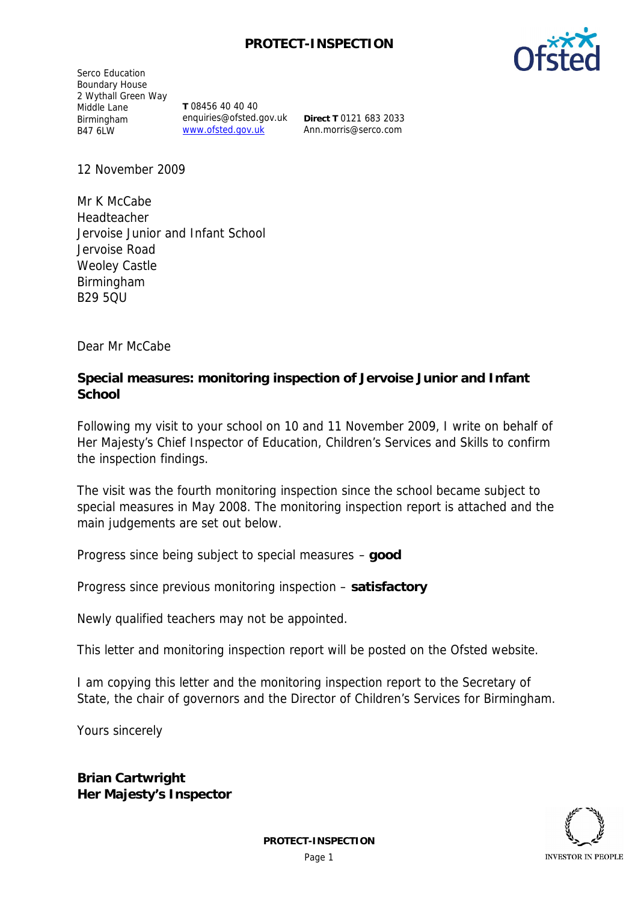Serco Education
Boundary House
2 Wythall Green Way
Middle Lane
Birmingham
B47 6LW

**T** 08456 40 40 40
enquiries@ofsted.gov.uk
www.ofsted.gov.uk

**Direct T** 0121 683 2033
Ann.morris@serco.com

12 November 2009

Mr K McCabe
Headteacher
Jervoise Junior and Infant School
Jervoise Road
Weoley Castle
Birmingham
B29 5QU

Dear Mr McCabe

**Special measures: monitoring inspection of Jervoise Junior and Infant School**

Following my visit to your school on 10 and 11 November 2009, I write on behalf of Her Majesty's Chief Inspector of Education, Children's Services and Skills to confirm the inspection findings.

The visit was the fourth monitoring inspection since the school became subject to special measures in May 2008. The monitoring inspection report is attached and the main judgements are set out below.

Progress since being subject to special measures – **good**

Progress since previous monitoring inspection – **satisfactory**

Newly qualified teachers may not be appointed.

This letter and monitoring inspection report will be posted on the Ofsted website.

I am copying this letter and the monitoring inspection report to the Secretary of State, the chair of governors and the Director of Children's Services for Birmingham.

Yours sincerely

**Brian Cartwright**
**Her Majesty's Inspector**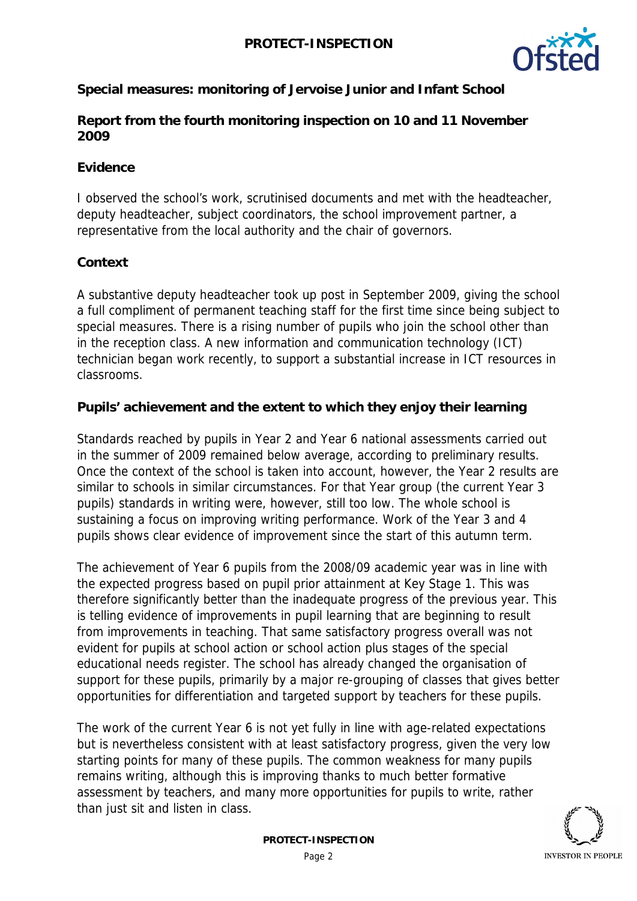**Special measures: monitoring of Jervoise Junior and Infant School**

**Report from the fourth monitoring inspection on 10 and 11 November 2009**

**Evidence**

I observed the school's work, scrutinised documents and met with the headteacher, deputy headteacher, subject coordinators, the school improvement partner, a representative from the local authority and the chair of governors.

**Context**

A substantive deputy headteacher took up post in September 2009, giving the school a full compliment of permanent teaching staff for the first time since being subject to special measures. There is a rising number of pupils who join the school other than in the reception class. A new information and communication technology (ICT) technician began work recently, to support a substantial increase in ICT resources in classrooms.

**Pupils' achievement and the extent to which they enjoy their learning**

Standards reached by pupils in Year 2 and Year 6 national assessments carried out in the summer of 2009 remained below average, according to preliminary results. Once the context of the school is taken into account, however, the Year 2 results are similar to schools in similar circumstances. For that Year group (the current Year 3 pupils) standards in writing were, however, still too low. The whole school is sustaining a focus on improving writing performance. Work of the Year 3 and 4 pupils shows clear evidence of improvement since the start of this autumn term.

The achievement of Year 6 pupils from the 2008/09 academic year was in line with the expected progress based on pupil prior attainment at Key Stage 1. This was therefore significantly better than the inadequate progress of the previous year. This is telling evidence of improvements in pupil learning that are beginning to result from improvements in teaching. That same satisfactory progress overall was not evident for pupils at school action or school action plus stages of the special educational needs register. The school has already changed the organisation of support for these pupils, primarily by a major re-grouping of classes that gives better opportunities for differentiation and targeted support by teachers for these pupils.

The work of the current Year 6 is not yet fully in line with age-related expectations but is nevertheless consistent with at least satisfactory progress, given the very low starting points for many of these pupils. The common weakness for many pupils remains writing, although this is improving thanks to much better formative assessment by teachers, and many more opportunities for pupils to write, rather than just sit and listen in class.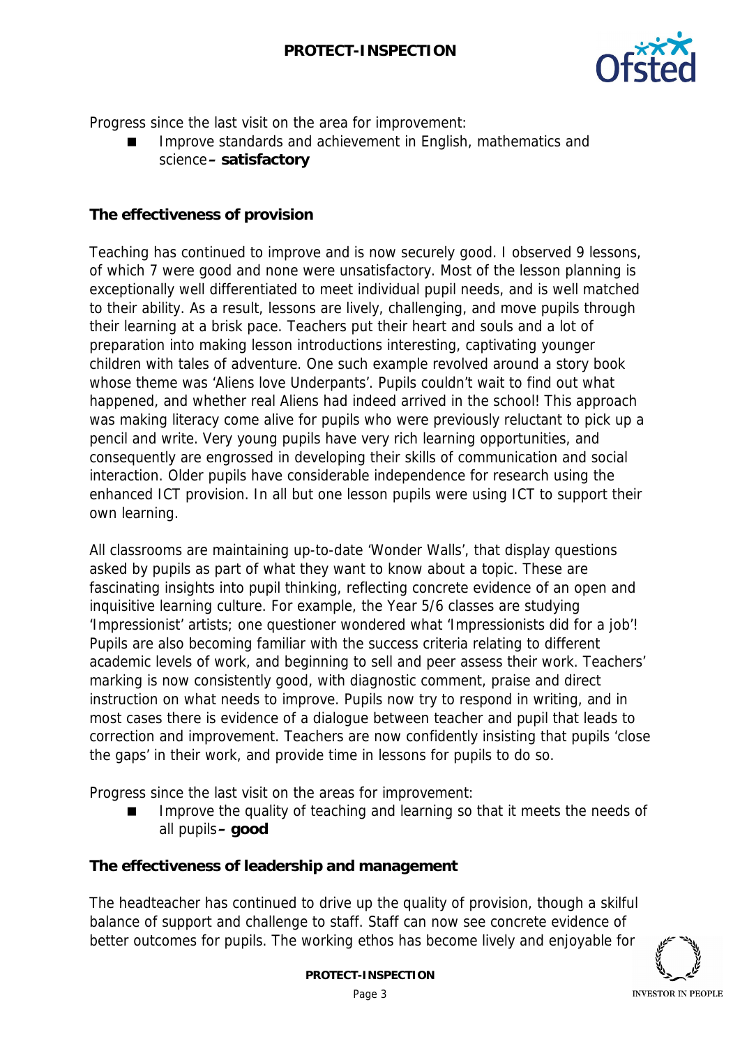Progress since the last visit on the area for improvement:

- Improve standards and achievement in English, mathematics and science **– satisfactory**

**The effectiveness of provision**

Teaching has continued to improve and is now securely good. I observed 9 lessons, of which 7 were good and none were unsatisfactory. Most of the lesson planning is exceptionally well differentiated to meet individual pupil needs, and is well matched to their ability. As a result, lessons are lively, challenging, and move pupils through their learning at a brisk pace. Teachers put their heart and souls and a lot of preparation into making lesson introductions interesting, captivating younger children with tales of adventure. One such example revolved around a story book whose theme was 'Aliens love Underpants'. Pupils couldn't wait to find out what happened, and whether real Aliens had indeed arrived in the school! This approach was making literacy come alive for pupils who were previously reluctant to pick up a pencil and write. Very young pupils have very rich learning opportunities, and consequently are engrossed in developing their skills of communication and social interaction. Older pupils have considerable independence for research using the enhanced ICT provision. In all but one lesson pupils were using ICT to support their own learning.

All classrooms are maintaining up-to-date 'Wonder Walls', that display questions asked by pupils as part of what they want to know about a topic. These are fascinating insights into pupil thinking, reflecting concrete evidence of an open and inquisitive learning culture. For example, the Year 5/6 classes are studying 'Impressionist' artists; one questioner wondered what 'Impressionists did for a job'! Pupils are also becoming familiar with the success criteria relating to different academic levels of work, and beginning to sell and peer assess their work. Teachers' marking is now consistently good, with diagnostic comment, praise and direct instruction on what needs to improve. Pupils now try to respond in writing, and in most cases there is evidence of a dialogue between teacher and pupil that leads to correction and improvement. Teachers are now confidently insisting that pupils 'close the gaps' in their work, and provide time in lessons for pupils to do so.

Progress since the last visit on the areas for improvement:

- Improve the quality of teaching and learning so that it meets the needs of all pupils **– good**

**The effectiveness of leadership and management**

The headteacher has continued to drive up the quality of provision, though a skilful balance of support and challenge to staff. Staff can now see concrete evidence of better outcomes for pupils. The working ethos has become lively and enjoyable for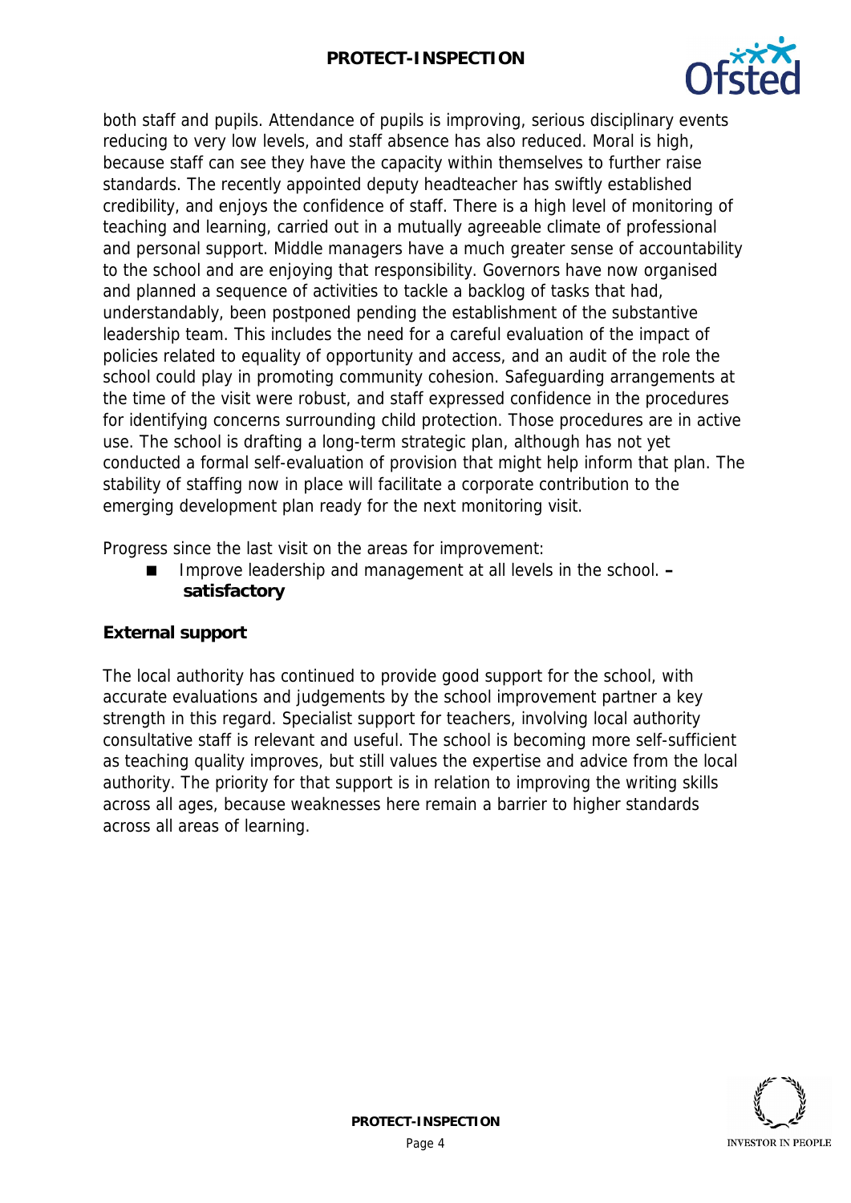both staff and pupils. Attendance of pupils is improving, serious disciplinary events reducing to very low levels, and staff absence has also reduced. Moral is high, because staff can see they have the capacity within themselves to further raise standards. The recently appointed deputy headteacher has swiftly established credibility, and enjoys the confidence of staff. There is a high level of monitoring of teaching and learning, carried out in a mutually agreeable climate of professional and personal support. Middle managers have a much greater sense of accountability to the school and are enjoying that responsibility. Governors have now organised and planned a sequence of activities to tackle a backlog of tasks that had, understandably, been postponed pending the establishment of the substantive leadership team. This includes the need for a careful evaluation of the impact of policies related to equality of opportunity and access, and an audit of the role the school could play in promoting community cohesion. Safeguarding arrangements at the time of the visit were robust, and staff expressed confidence in the procedures for identifying concerns surrounding child protection. Those procedures are in active use. The school is drafting a long-term strategic plan, although has not yet conducted a formal self-evaluation of provision that might help inform that plan. The stability of staffing now in place will facilitate a corporate contribution to the emerging development plan ready for the next monitoring visit.

Progress since the last visit on the areas for improvement:

- Improve leadership and management at all levels in the school. – **satisfactory**

**External support**

The local authority has continued to provide good support for the school, with accurate evaluations and judgements by the school improvement partner a key strength in this regard. Specialist support for teachers, involving local authority consultative staff is relevant and useful. The school is becoming more self-sufficient as teaching quality improves, but still values the expertise and advice from the local authority. The priority for that support is in relation to improving the writing skills across all ages, because weaknesses here remain a barrier to higher standards across all areas of learning.